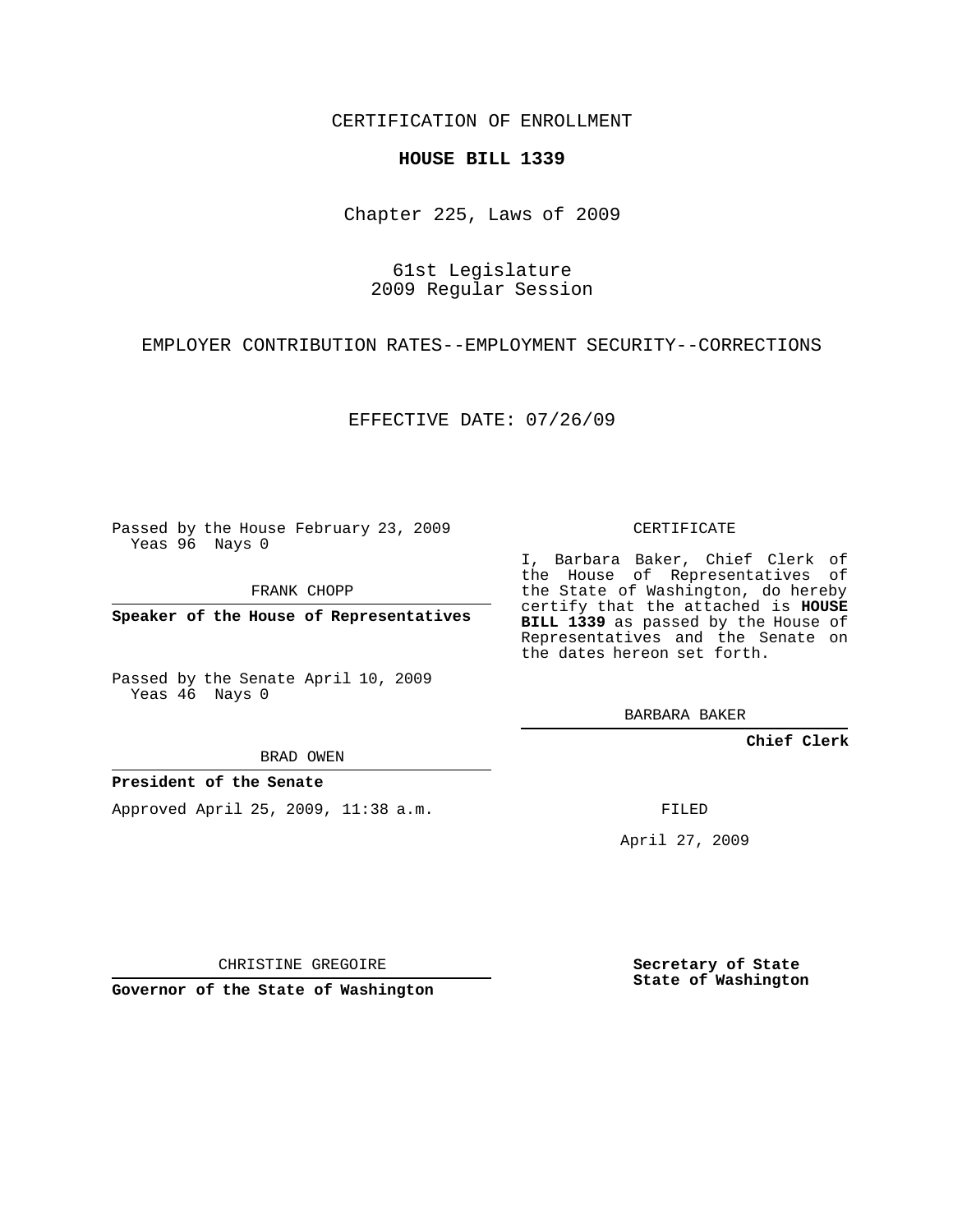CERTIFICATION OF ENROLLMENT

**HOUSE BILL 1339**

Chapter 225, Laws of 2009

61st Legislature
2009 Regular Session

EMPLOYER CONTRIBUTION RATES--EMPLOYMENT SECURITY--CORRECTIONS

EFFECTIVE DATE: 07/26/09

Passed by the House February 23, 2009
Yeas 96 Nays 0

FRANK CHOPP

**Speaker of the House of Representatives**

Passed by the Senate April 10, 2009
Yeas 46 Nays 0

BRAD OWEN

**President of the Senate**

Approved April 25, 2009, 11:38 a.m.

CHRISTINE GREGOIRE

**Governor of the State of Washington**

CERTIFICATE

I, Barbara Baker, Chief Clerk of the House of Representatives of the State of Washington, do hereby certify that the attached is **HOUSE BILL 1339** as passed by the House of Representatives and the Senate on the dates hereon set forth.

BARBARA BAKER

**Chief Clerk**

FILED

April 27, 2009

**Secretary of State**
**State of Washington**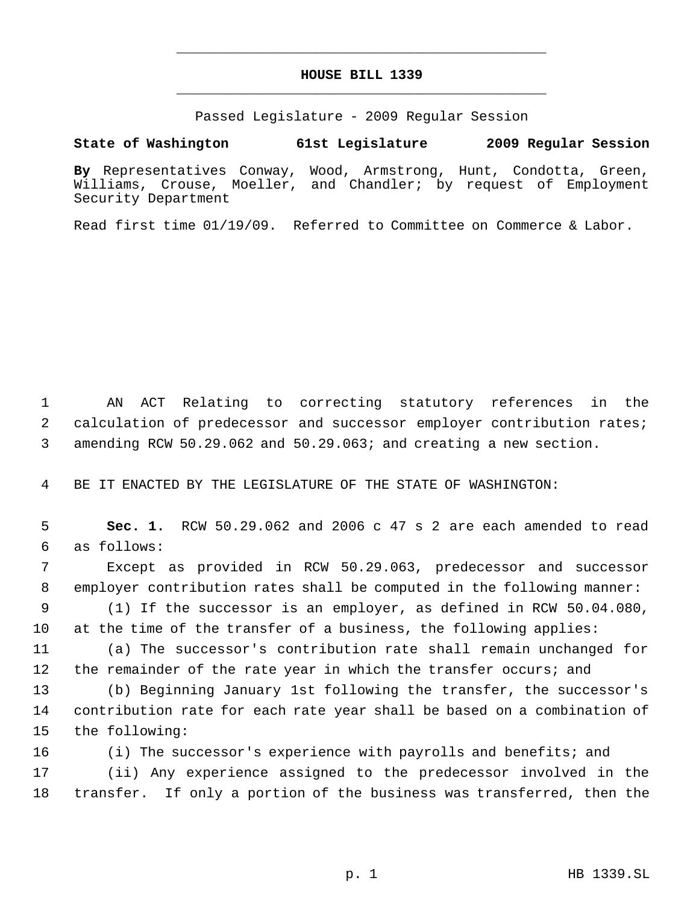# HOUSE BILL 1339

Passed Legislature - 2009 Regular Session

**State of Washington 61st Legislature 2009 Regular Session**

**By** Representatives Conway, Wood, Armstrong, Hunt, Condotta, Green, Williams, Crouse, Moeller, and Chandler; by request of Employment Security Department

Read first time 01/19/09. Referred to Committee on Commerce & Labor.

AN ACT Relating to correcting statutory references in the calculation of predecessor and successor employer contribution rates; amending RCW 50.29.062 and 50.29.063; and creating a new section.

BE IT ENACTED BY THE LEGISLATURE OF THE STATE OF WASHINGTON:

**Sec. 1.** RCW 50.29.062 and 2006 c 47 s 2 are each amended to read as follows:

Except as provided in RCW 50.29.063, predecessor and successor employer contribution rates shall be computed in the following manner:

(1) If the successor is an employer, as defined in RCW 50.04.080, at the time of the transfer of a business, the following applies:

(a) The successor's contribution rate shall remain unchanged for the remainder of the rate year in which the transfer occurs; and

(b) Beginning January 1st following the transfer, the successor's contribution rate for each rate year shall be based on a combination of the following:

(i) The successor's experience with payrolls and benefits; and

(ii) Any experience assigned to the predecessor involved in the transfer. If only a portion of the business was transferred, then the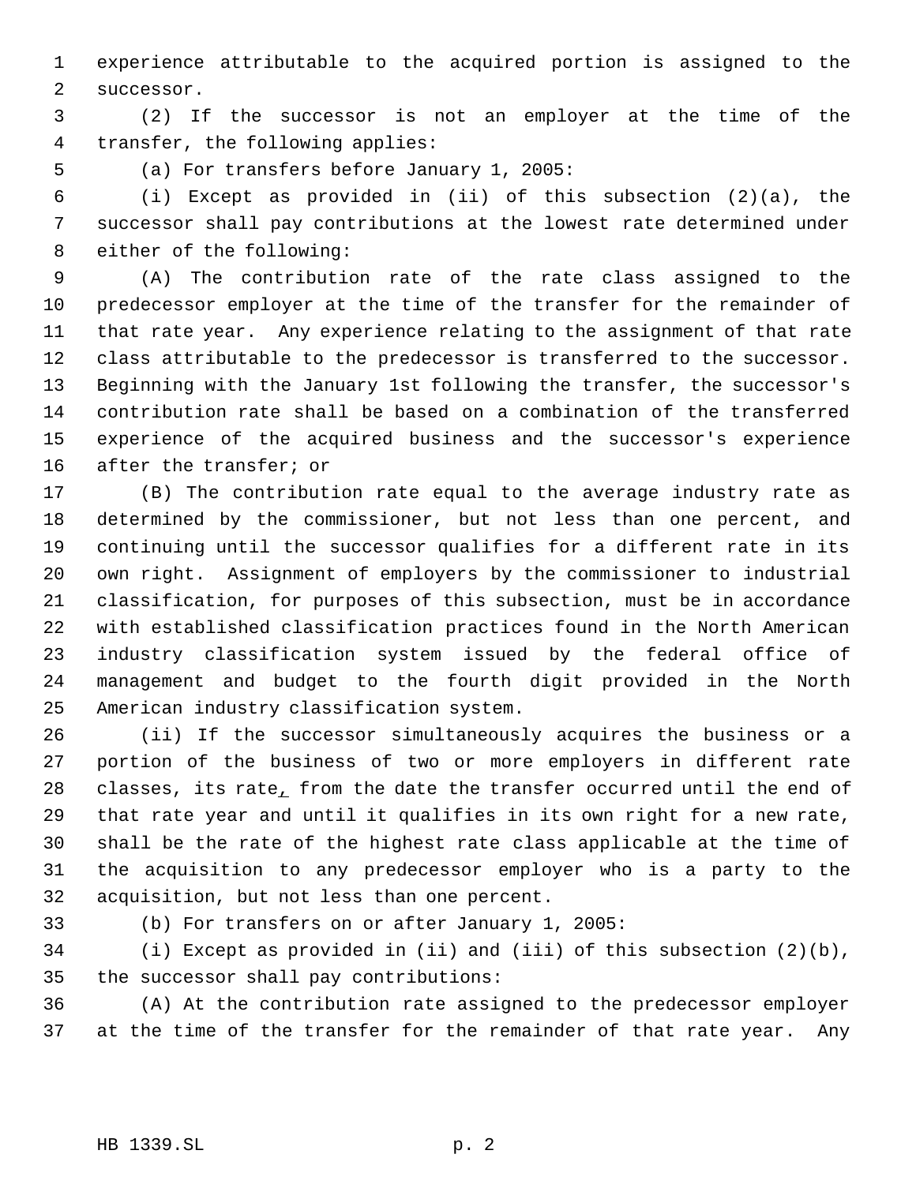experience attributable to the acquired portion is assigned to the successor.

(2) If the successor is not an employer at the time of the transfer, the following applies:

(a) For transfers before January 1, 2005:

(i) Except as provided in (ii) of this subsection (2)(a), the successor shall pay contributions at the lowest rate determined under either of the following:

(A) The contribution rate of the rate class assigned to the predecessor employer at the time of the transfer for the remainder of that rate year. Any experience relating to the assignment of that rate class attributable to the predecessor is transferred to the successor. Beginning with the January 1st following the transfer, the successor's contribution rate shall be based on a combination of the transferred experience of the acquired business and the successor's experience after the transfer; or

(B) The contribution rate equal to the average industry rate as determined by the commissioner, but not less than one percent, and continuing until the successor qualifies for a different rate in its own right. Assignment of employers by the commissioner to industrial classification, for purposes of this subsection, must be in accordance with established classification practices found in the North American industry classification system issued by the federal office of management and budget to the fourth digit provided in the North American industry classification system.

(ii) If the successor simultaneously acquires the business or a portion of the business of two or more employers in different rate classes, its rate, from the date the transfer occurred until the end of that rate year and until it qualifies in its own right for a new rate, shall be the rate of the highest rate class applicable at the time of the acquisition to any predecessor employer who is a party to the acquisition, but not less than one percent.

(b) For transfers on or after January 1, 2005:

(i) Except as provided in (ii) and (iii) of this subsection (2)(b), the successor shall pay contributions:

(A) At the contribution rate assigned to the predecessor employer at the time of the transfer for the remainder of that rate year. Any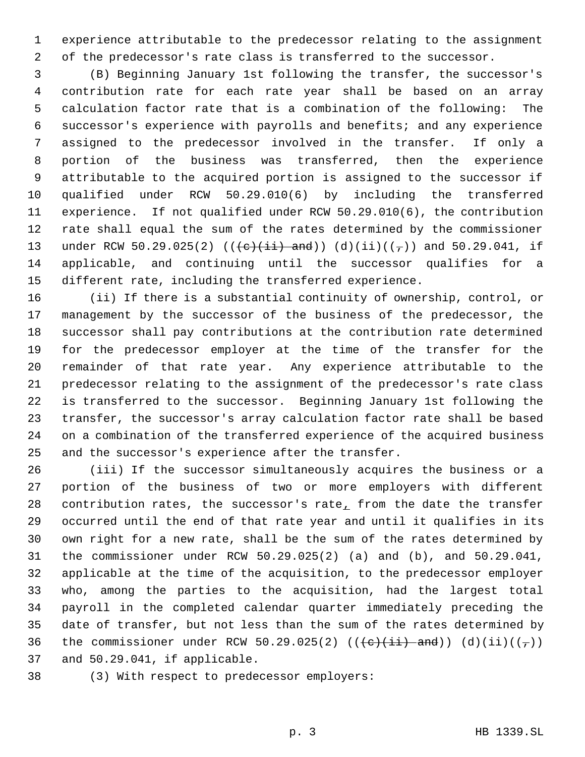experience attributable to the predecessor relating to the assignment of the predecessor's rate class is transferred to the successor.

(B) Beginning January 1st following the transfer, the successor's contribution rate for each rate year shall be based on an array calculation factor rate that is a combination of the following: The successor's experience with payrolls and benefits; and any experience assigned to the predecessor involved in the transfer. If only a portion of the business was transferred, then the experience attributable to the acquired portion is assigned to the successor if qualified under RCW 50.29.010(6) by including the transferred experience. If not qualified under RCW 50.29.010(6), the contribution rate shall equal the sum of the rates determined by the commissioner under RCW 50.29.025(2) ((~~(c)(ii) and~~)) (d)(ii)((~~,~~)) and 50.29.041, if applicable, and continuing until the successor qualifies for a different rate, including the transferred experience.

(ii) If there is a substantial continuity of ownership, control, or management by the successor of the business of the predecessor, the successor shall pay contributions at the contribution rate determined for the predecessor employer at the time of the transfer for the remainder of that rate year. Any experience attributable to the predecessor relating to the assignment of the predecessor's rate class is transferred to the successor. Beginning January 1st following the transfer, the successor's array calculation factor rate shall be based on a combination of the transferred experience of the acquired business and the successor's experience after the transfer.

(iii) If the successor simultaneously acquires the business or a portion of the business of two or more employers with different contribution rates, the successor's rate, from the date the transfer occurred until the end of that rate year and until it qualifies in its own right for a new rate, shall be the sum of the rates determined by the commissioner under RCW 50.29.025(2) (a) and (b), and 50.29.041, applicable at the time of the acquisition, to the predecessor employer who, among the parties to the acquisition, had the largest total payroll in the completed calendar quarter immediately preceding the date of transfer, but not less than the sum of the rates determined by the commissioner under RCW 50.29.025(2) ((~~(c)(ii) and~~)) (d)(ii)((~~,~~)) and 50.29.041, if applicable.

(3) With respect to predecessor employers: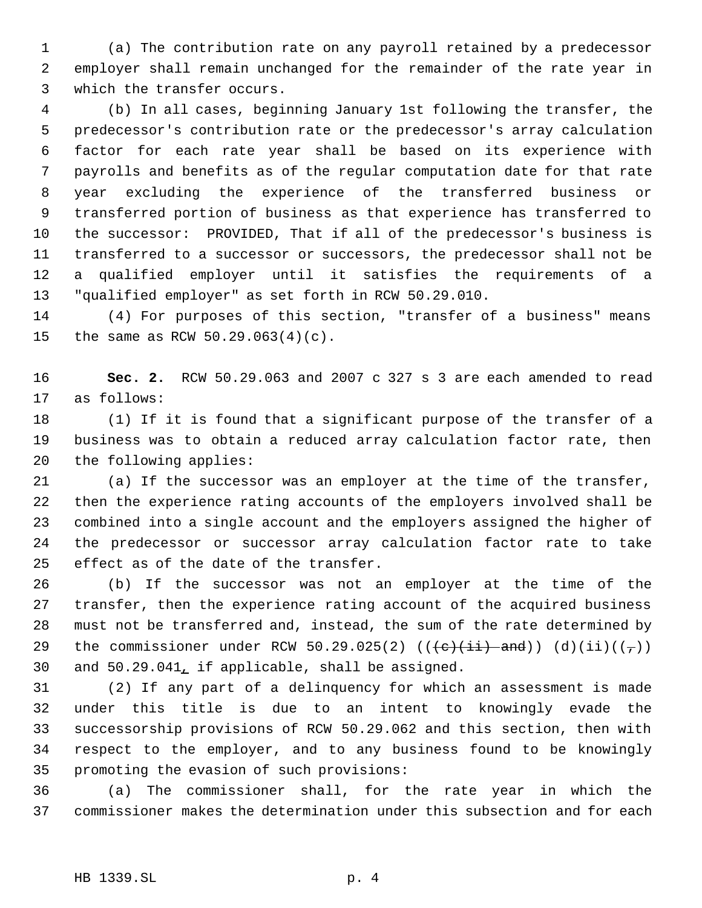(a) The contribution rate on any payroll retained by a predecessor employer shall remain unchanged for the remainder of the rate year in which the transfer occurs.

(b) In all cases, beginning January 1st following the transfer, the predecessor's contribution rate or the predecessor's array calculation factor for each rate year shall be based on its experience with payrolls and benefits as of the regular computation date for that rate year excluding the experience of the transferred business or transferred portion of business as that experience has transferred to the successor: PROVIDED, That if all of the predecessor's business is transferred to a successor or successors, the predecessor shall not be a qualified employer until it satisfies the requirements of a "qualified employer" as set forth in RCW 50.29.010.

(4) For purposes of this section, "transfer of a business" means the same as RCW 50.29.063(4)(c).

**Sec. 2.** RCW 50.29.063 and 2007 c 327 s 3 are each amended to read as follows:

(1) If it is found that a significant purpose of the transfer of a business was to obtain a reduced array calculation factor rate, then the following applies:

(a) If the successor was an employer at the time of the transfer, then the experience rating accounts of the employers involved shall be combined into a single account and the employers assigned the higher of the predecessor or successor array calculation factor rate to take effect as of the date of the transfer.

(b) If the successor was not an employer at the time of the transfer, then the experience rating account of the acquired business must not be transferred and, instead, the sum of the rate determined by the commissioner under RCW 50.29.025(2) ((~~(c)(ii) and~~)) (d)(ii)((~~,~~)) and 50.29.041, if applicable, shall be assigned.

(2) If any part of a delinquency for which an assessment is made under this title is due to an intent to knowingly evade the successorship provisions of RCW 50.29.062 and this section, then with respect to the employer, and to any business found to be knowingly promoting the evasion of such provisions:

(a) The commissioner shall, for the rate year in which the commissioner makes the determination under this subsection and for each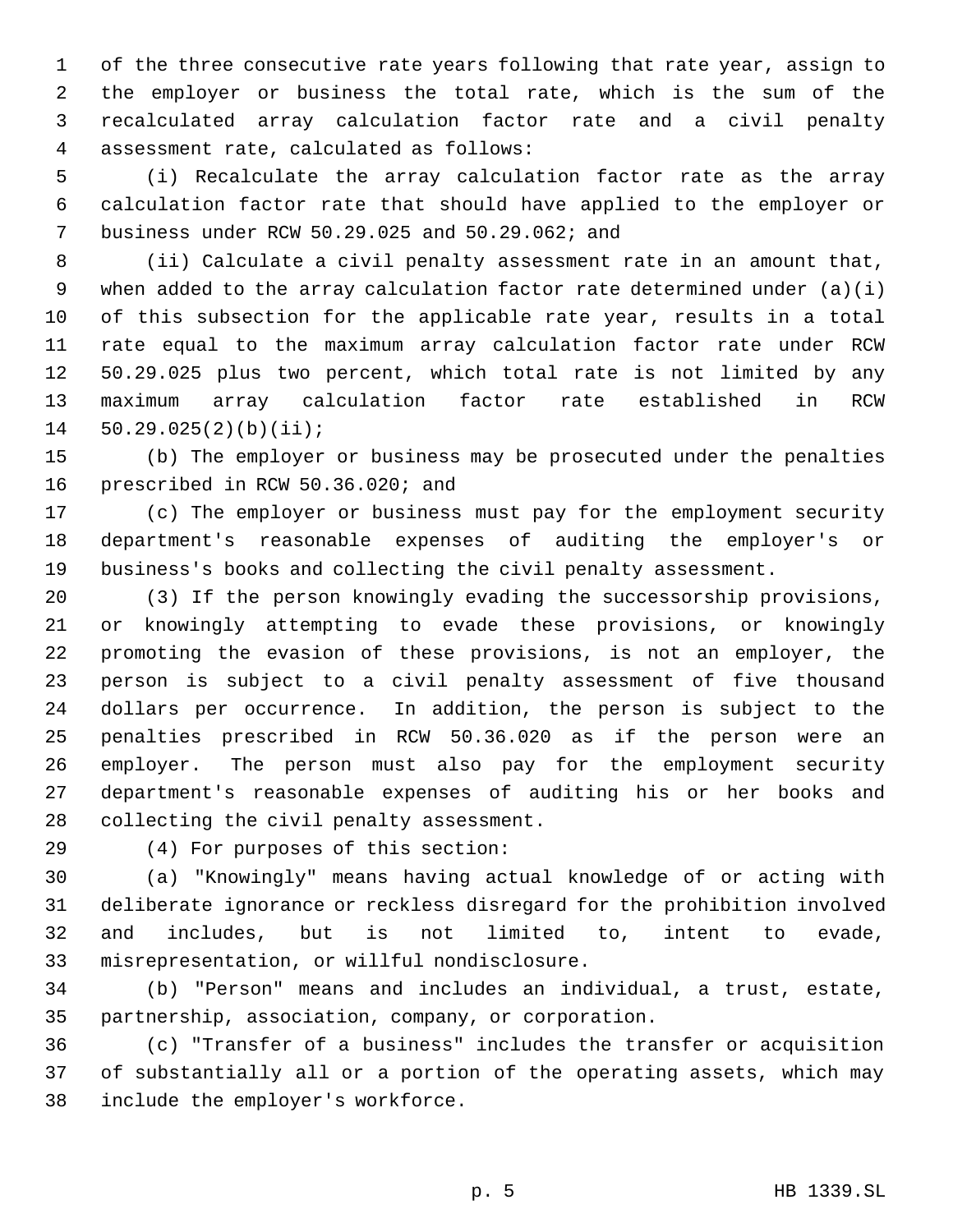of the three consecutive rate years following that rate year, assign to the employer or business the total rate, which is the sum of the recalculated array calculation factor rate and a civil penalty assessment rate, calculated as follows:

(i) Recalculate the array calculation factor rate as the array calculation factor rate that should have applied to the employer or business under RCW 50.29.025 and 50.29.062; and

(ii) Calculate a civil penalty assessment rate in an amount that, when added to the array calculation factor rate determined under (a)(i) of this subsection for the applicable rate year, results in a total rate equal to the maximum array calculation factor rate under RCW 50.29.025 plus two percent, which total rate is not limited by any maximum array calculation factor rate established in RCW 50.29.025(2)(b)(ii);

(b) The employer or business may be prosecuted under the penalties prescribed in RCW 50.36.020; and

(c) The employer or business must pay for the employment security department's reasonable expenses of auditing the employer's or business's books and collecting the civil penalty assessment.

(3) If the person knowingly evading the successorship provisions, or knowingly attempting to evade these provisions, or knowingly promoting the evasion of these provisions, is not an employer, the person is subject to a civil penalty assessment of five thousand dollars per occurrence. In addition, the person is subject to the penalties prescribed in RCW 50.36.020 as if the person were an employer. The person must also pay for the employment security department's reasonable expenses of auditing his or her books and collecting the civil penalty assessment.

(4) For purposes of this section:

(a) "Knowingly" means having actual knowledge of or acting with deliberate ignorance or reckless disregard for the prohibition involved and includes, but is not limited to, intent to evade, misrepresentation, or willful nondisclosure.

(b) "Person" means and includes an individual, a trust, estate, partnership, association, company, or corporation.

(c) "Transfer of a business" includes the transfer or acquisition of substantially all or a portion of the operating assets, which may include the employer's workforce.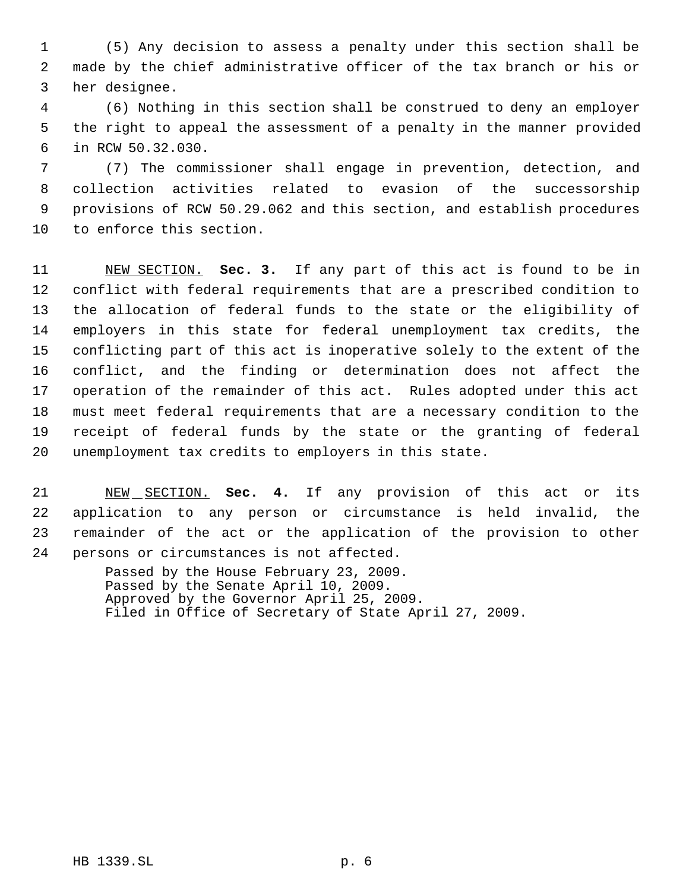(5) Any decision to assess a penalty under this section shall be made by the chief administrative officer of the tax branch or his or her designee.

(6) Nothing in this section shall be construed to deny an employer the right to appeal the assessment of a penalty in the manner provided in RCW 50.32.030.

(7) The commissioner shall engage in prevention, detection, and collection activities related to evasion of the successorship provisions of RCW 50.29.062 and this section, and establish procedures to enforce this section.

NEW SECTION. **Sec. 3.** If any part of this act is found to be in conflict with federal requirements that are a prescribed condition to the allocation of federal funds to the state or the eligibility of employers in this state for federal unemployment tax credits, the conflicting part of this act is inoperative solely to the extent of the conflict, and the finding or determination does not affect the operation of the remainder of this act. Rules adopted under this act must meet federal requirements that are a necessary condition to the receipt of federal funds by the state or the granting of federal unemployment tax credits to employers in this state.

NEW SECTION. **Sec. 4.** If any provision of this act or its application to any person or circumstance is held invalid, the remainder of the act or the application of the provision to other persons or circumstances is not affected.

Passed by the House February 23, 2009.
Passed by the Senate April 10, 2009.
Approved by the Governor April 25, 2009.
Filed in Office of Secretary of State April 27, 2009.